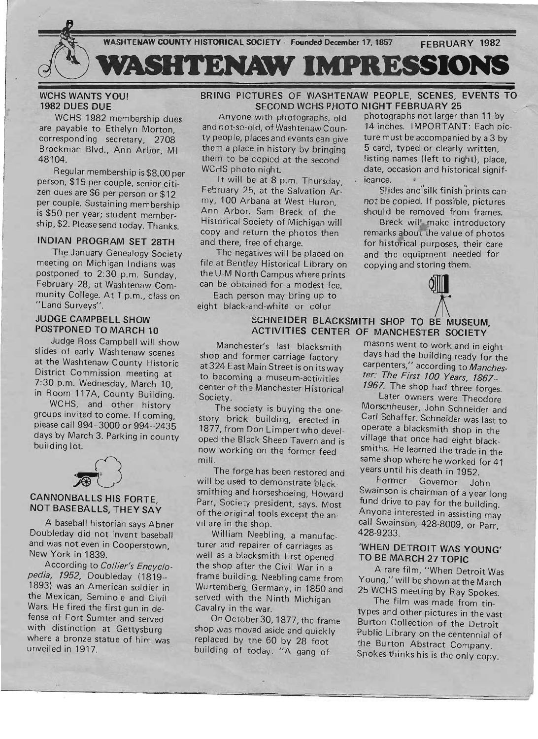WASHTENAW COUNTY HISTORICAL SOCIETY - Founded December 17, 1857 FEBRUARY 1982

# WASHTENAW IMPRESSIONS

## WCHS WANTS YOU! 1982 DUES DUE

WCHS 1982 membership dues are payable to Ethelyn Morton, corresponding secretary, 2708 Brockman Blvd., Ann Arbor, MI 48104.

Regular membership is $8.00 per person, $15 per couple, senior citizen dues are $6 per person or $12 per couple. Sustaining membership is $50 per year; student membership, $2. Please send today. Thanks.

## INDIAN PROGRAM SET 28TH

The January Genealogy Society meeting on Michigan Indians was postponed to 2:30 p.m. Sunday, February 28, at Washtenaw Community College. At 1 p.m., class on "Land Surveys".

## JUDGE CAMPBELL SHOW POSTPONED TO MARCH 10

Judge Ross Campbell will show slides of early Washtenaw scenes at the Washtenaw County Historic District Commission meeting at 7:30 p.m. Wednesday, March 10, in Room 117A, County Building.

WCHS, and other history groups invited to come. If coming, please call 994-3000 or 994-2435 days by March 3. Parking in county building lot.

## CANNONBALLS HIS FORTE, NOT BASEBALLS, THEY SAY

A baseball historian says Abner Doubleday did not invent baseball and was not even in Cooperstown, New York in 1839.

According to *Collier's Encyclopedia, 1952,* Doubleday (1819-1893) was an American soldier in the Mexican, Seminole and Civil Wars. He fired the first gun in defense of Fort Sumter and served with distinction at Gettysburg where a bronze statue of him was unveiled in 1917.

## BRING PICTURES OF WASHTENAW PEOPLE, SCENES, EVENTS TO SECOND WCHS PHOTO NIGHT FEBRUARY 25

Anyone with photographs, old and not-so-old, of Washtenaw County people, places and events can give them a place in history by bringing them to be copied at the second WCHS photo night.

It will be at 8 p.m. Thursday, February 25, at the Salvation Army, 100 Arbana at West Huron, Ann Arbor. Sam Breck of the Historical Society of Michigan will copy and return the photos then and there, free of charge.

The negatives will be placed on file at Bentley Historical Library on the U-M North Campus where prints can be obtained for a modest fee.

Each person may bring up to eight black-and-white or color photographs not larger than 11 by 14 inches. IMPORTANT: Each picture must be accompanied by a 3 by 5 card, typed or clearly written, listing names (left to right), place, date, occasion and historical significance.

Slides and silk finish prints cannot be copied. If possible, pictures should be removed from frames.

Breck will make introductory remarks about the value of photos for historical purposes, their care and the equipment needed for copying and storing them.

## SCHNEIDER BLACKSMITH SHOP TO BE MUSEUM, ACTIVITIES CENTER OF MANCHESTER SOCIETY

Manchester's last blacksmith shop and former carriage factory at 324 East Main Street is on its way to becoming a museum-activities center of the Manchester Historical Society.

The society is buying the one-story brick building, erected in 1877, from Don Limpert who developed the Black Sheep Tavern and is now working on the former feed mill.

The forge has been restored and will be used to demonstrate blacksmithing and horseshoeing, Howard Parr, Society president, says. Most of the original tools except the anvil are in the shop.

William Neebling, a manufacturer and repairer of carriages as well as a blacksmith first opened the shop after the Civil War in a frame building. Neebling came from Wurtemberg, Germany, in 1850 and served with the Ninth Michigan Cavalry in the war.

On October 30, 1877, the frame shop was moved aside and quickly replaced by the 60 by 28 foot building of today. "A gang of masons went to work and in eight days had the building ready for the carpenters," according to *Manchester: The First 100 Years, 1867-1967.* The shop had three forges.

Later owners were Theodore Morschheuser, John Schneider and Carl Schaffer. Schneider was last to operate a blacksmith shop in the village that once had eight blacksmiths. He learned the trade in the same shop where he worked for 41 years until his death in 1952.

Former Governor John Swainson is chairman of a year long fund drive to pay for the building. Anyone interested in assisting may call Swainson, 428-8009, or Parr, 428-9233.

## 'WHEN DETROIT WAS YOUNG' TO BE MARCH 27 TOPIC

A rare film, "When Detroit Was Young," will be shown at the March 25 WCHS meeting by Ray Spokes.

The film was made from tintypes and other pictures in the vast Burton Collection of the Detroit Public Library on the centennial of the Burton Abstract Company. Spokes thinks his is the only copy.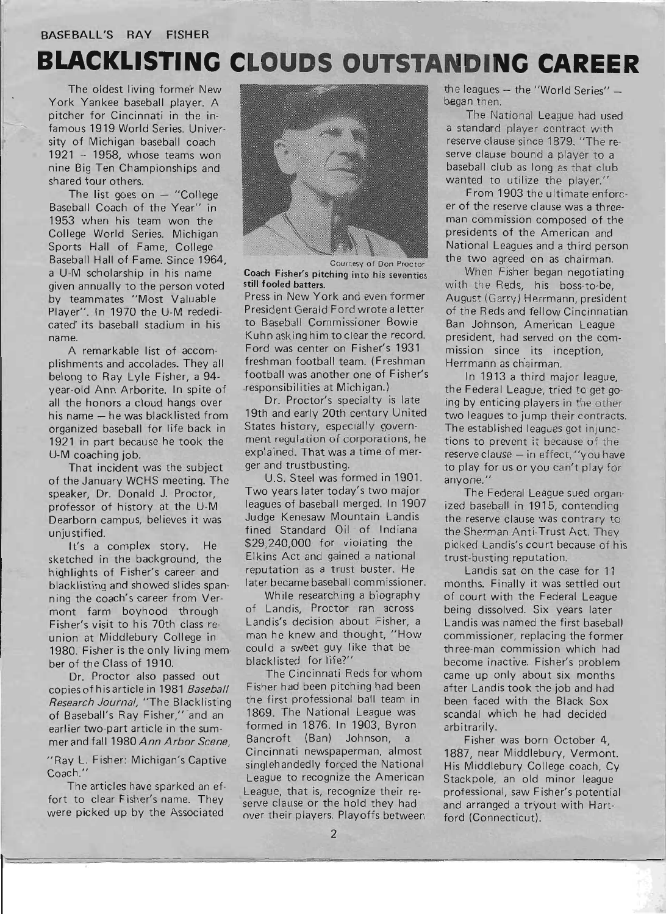BASEBALL'S RAY FISHER

# BLACKLISTING CLOUDS OUTSTANDING CAREER

The oldest living former New York Yankee baseball player. A pitcher for Cincinnati in the infamous 1919 World Series. University of Michigan baseball coach 1921 – 1958, whose teams won nine Big Ten Championships and shared four others.

The list goes on — "College Baseball Coach of the Year" in 1953 when his team won the College World Series. Michigan Sports Hall of Fame, College Baseball Hall of Fame. Since 1964, a U-M scholarship in his name given annually to the person voted by teammates "Most Valuable Player". In 1970 the U-M rededicated its baseball stadium in his name.

A remarkable list of accomplishments and accolades. They all belong to Ray Lyle Fisher, a 94-year-old Ann Arborite. In spite of all the honors a cloud hangs over his name — he was blacklisted from organized baseball for life back in 1921 in part because he took the U-M coaching job.

That incident was the subject of the January WCHS meeting. The speaker, Dr. Donald J. Proctor, professor of history at the U-M Dearborn campus, believes it was unjustified.

It's a complex story. He sketched in the background, the highlights of Fisher's career and blacklisting and showed slides spanning the coach's career from Vermont farm boyhood through Fisher's visit to his 70th class reunion at Middlebury College in 1980. Fisher is the only living member of the Class of 1910.

Dr. Proctor also passed out copies of his article in 1981 *Baseball Research Journal*, "The Blacklisting of Baseball's Ray Fisher," and an earlier two-part article in the summer and fall 1980 *Ann Arbor Scene*, "Ray L. Fisher: Michigan's Captive Coach."

The articles have sparked an effort to clear Fisher's name. They were picked up by the Associated

Courtesy of Don Proctor

**Coach Fisher's pitching into his seventies still fooled batters.**

Press in New York and even former President Gerald Ford wrote a letter to Baseball Commissioner Bowie Kuhn asking him to clear the record. Ford was center on Fisher's 1931 freshman football team. (Freshman football was another one of Fisher's responsibilities at Michigan.)

Dr. Proctor's specialty is late 19th and early 20th century United States history, especially government regulation of corporations, he explained. That was a time of merger and trustbusting.

U.S. Steel was formed in 1901. Two years later today's two major leagues of baseball merged. In 1907 Judge Kenesaw Mountain Landis fined Standard Oil of Indiana $29,240,000 for violating the Elkins Act and gained a national reputation as a trust buster. He later became baseball commissioner.

While researching a biography of Landis, Proctor ran across Landis's decision about Fisher, a man he knew and thought, "How could a sweet guy like that be blacklisted for life?"

The Cincinnati Reds for whom Fisher had been pitching had been the first professional ball team in 1869. The National League was formed in 1876. In 1903, Byron Bancroft (Ban) Johnson, a Cincinnati newspaperman, almost singlehandedly forced the National League to recognize the American League, that is, recognize their reserve clause or the hold they had over their players. Playoffs between the leagues — the "World Series" — began then.

The National League had used a standard player contract with reserve clause since 1879. "The reserve clause bound a player to a baseball club as long as that club wanted to utilize the player."

From 1903 the ultimate enforcer of the reserve clause was a three-man commission composed of the presidents of the American and National Leagues and a third person the two agreed on as chairman.

When Fisher began negotiating with the Reds, his boss-to-be, August (Garry) Herrmann, president of the Reds and fellow Cincinnatian Ban Johnson, American League president, had served on the commission since its inception, Herrmann as chairman.

In 1913 a third major league, the Federal League, tried to get going by enticing players in the other two leagues to jump their contracts. The established leagues got injunctions to prevent it because of the reserve clause — in effect, "you have to play for us or you can't play for anyone."

The Federal League sued organized baseball in 1915, contending the reserve clause was contrary to the Sherman Anti-Trust Act. They picked Landis's court because of his trust-busting reputation.

Landis sat on the case for 11 months. Finally it was settled out of court with the Federal League being dissolved. Six years later Landis was named the first baseball commissioner, replacing the former three-man commission which had become inactive. Fisher's problem came up only about six months after Landis took the job and had been faced with the Black Sox scandal which he had decided arbitrarily.

Fisher was born October 4, 1887, near Middlebury, Vermont. His Middlebury College coach, Cy Stackpole, an old minor league professional, saw Fisher's potential and arranged a tryout with Hartford (Connecticut).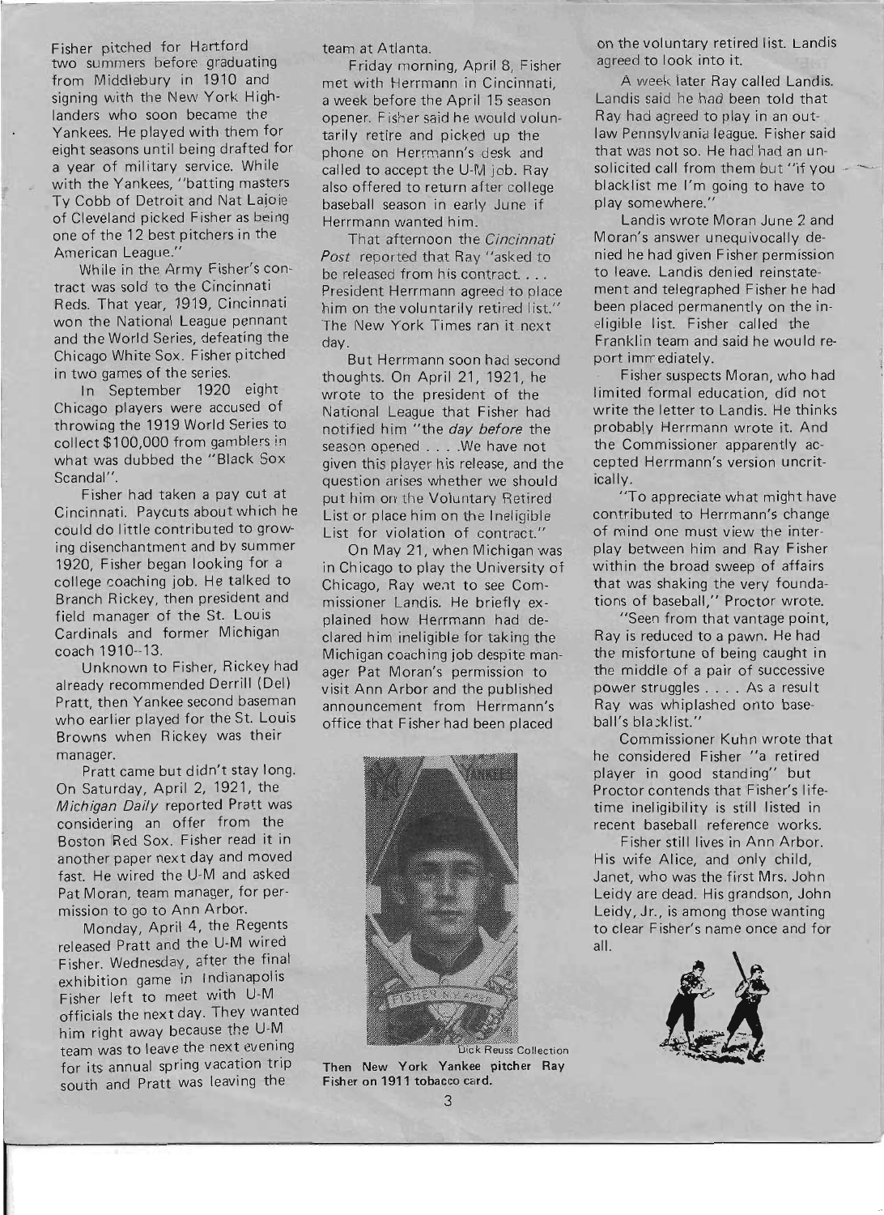Fisher pitched for Hartford two summers before graduating from Middlebury in 1910 and signing with the New York Highlanders who soon became the Yankees. He played with them for eight seasons until being drafted for a year of military service. While with the Yankees, "batting masters Ty Cobb of Detroit and Nat Lajoie of Cleveland picked Fisher as being one of the 12 best pitchers in the American League."

While in the Army Fisher's contract was sold to the Cincinnati Reds. That year, 1919, Cincinnati won the National League pennant and the World Series, defeating the Chicago White Sox. Fisher pitched in two games of the series.

In September 1920 eight Chicago players were accused of throwing the 1919 World Series to collect $100,000 from gamblers in what was dubbed the "Black Sox Scandal".

Fisher had taken a pay cut at Cincinnati. Paycuts about which he could do little contributed to growing disenchantment and by summer 1920, Fisher began looking for a college coaching job. He talked to Branch Rickey, then president and field manager of the St. Louis Cardinals and former Michigan coach 1910–13.

Unknown to Fisher, Rickey had already recommended Derrill (Del) Pratt, then Yankee second baseman who earlier played for the St. Louis Browns when Rickey was their manager.

Pratt came but didn't stay long. On Saturday, April 2, 1921, the *Michigan Daily* reported Pratt was considering an offer from the Boston Red Sox. Fisher read it in another paper next day and moved fast. He wired the U-M and asked Pat Moran, team manager, for permission to go to Ann Arbor.

Monday, April 4, the Regents released Pratt and the U-M wired Fisher. Wednesday, after the final exhibition game in Indianapolis Fisher left to meet with U-M officials the next day. They wanted him right away because the U-M team was to leave the next evening for its annual spring vacation trip south and Pratt was leaving the team at Atlanta.

Friday morning, April 8, Fisher met with Herrmann in Cincinnati, a week before the April 15 season opener. Fisher said he would voluntarily retire and picked up the phone on Herrmann's desk and called to accept the U-M job. Ray also offered to return after college baseball season in early June if Herrmann wanted him.

That afternoon the *Cincinnati Post* reported that Ray "asked to be released from his contract. . . . President Herrmann agreed to place him on the voluntarily retired list." The New York Times ran it next day.

But Herrmann soon had second thoughts. On April 21, 1921, he wrote to the president of the National League that Fisher had notified him "the *day before* the season opened . . . .We have not given this player his release, and the question arises whether we should put him on the Voluntary Retired List or place him on the Ineligible List for violation of contract."

On May 21, when Michigan was in Chicago to play the University of Chicago, Ray went to see Commissioner Landis. He briefly explained how Herrmann had declared him ineligible for taking the Michigan coaching job despite manager Pat Moran's permission to visit Ann Arbor and the published announcement from Herrmann's office that Fisher had been placed on the voluntary retired list. Landis agreed to look into it.

Dick Reuss Collection

**Then New York Yankee pitcher Ray Fisher on 1911 tobacco card.**

A week later Ray called Landis. Landis said he had been told that Ray had agreed to play in an outlaw Pennsylvania league. Fisher said that was not so. He had had an unsolicited call from them but "if you blacklist me I'm going to have to play somewhere."

Landis wrote Moran June 2 and Moran's answer unequivocally denied he had given Fisher permission to leave. Landis denied reinstatement and telegraphed Fisher he had been placed permanently on the ineligible list. Fisher called the Franklin team and said he would report immediately.

Fisher suspects Moran, who had limited formal education, did not write the letter to Landis. He thinks probably Herrmann wrote it. And the Commissioner apparently accepted Herrmann's version uncritically.

"To appreciate what might have contributed to Herrmann's change of mind one must view the interplay between him and Ray Fisher within the broad sweep of affairs that was shaking the very foundations of baseball," Proctor wrote.

"Seen from that vantage point, Ray is reduced to a pawn. He had the misfortune of being caught in the middle of a pair of successive power struggles . . . . As a result Ray was whiplashed onto baseball's blacklist."

Commissioner Kuhn wrote that he considered Fisher "a retired player in good standing" but Proctor contends that Fisher's lifetime ineligibility is still listed in recent baseball reference works.

Fisher still lives in Ann Arbor. His wife Alice, and only child, Janet, who was the first Mrs. John Leidy are dead. His grandson, John Leidy, Jr., is among those wanting to clear Fisher's name once and for all.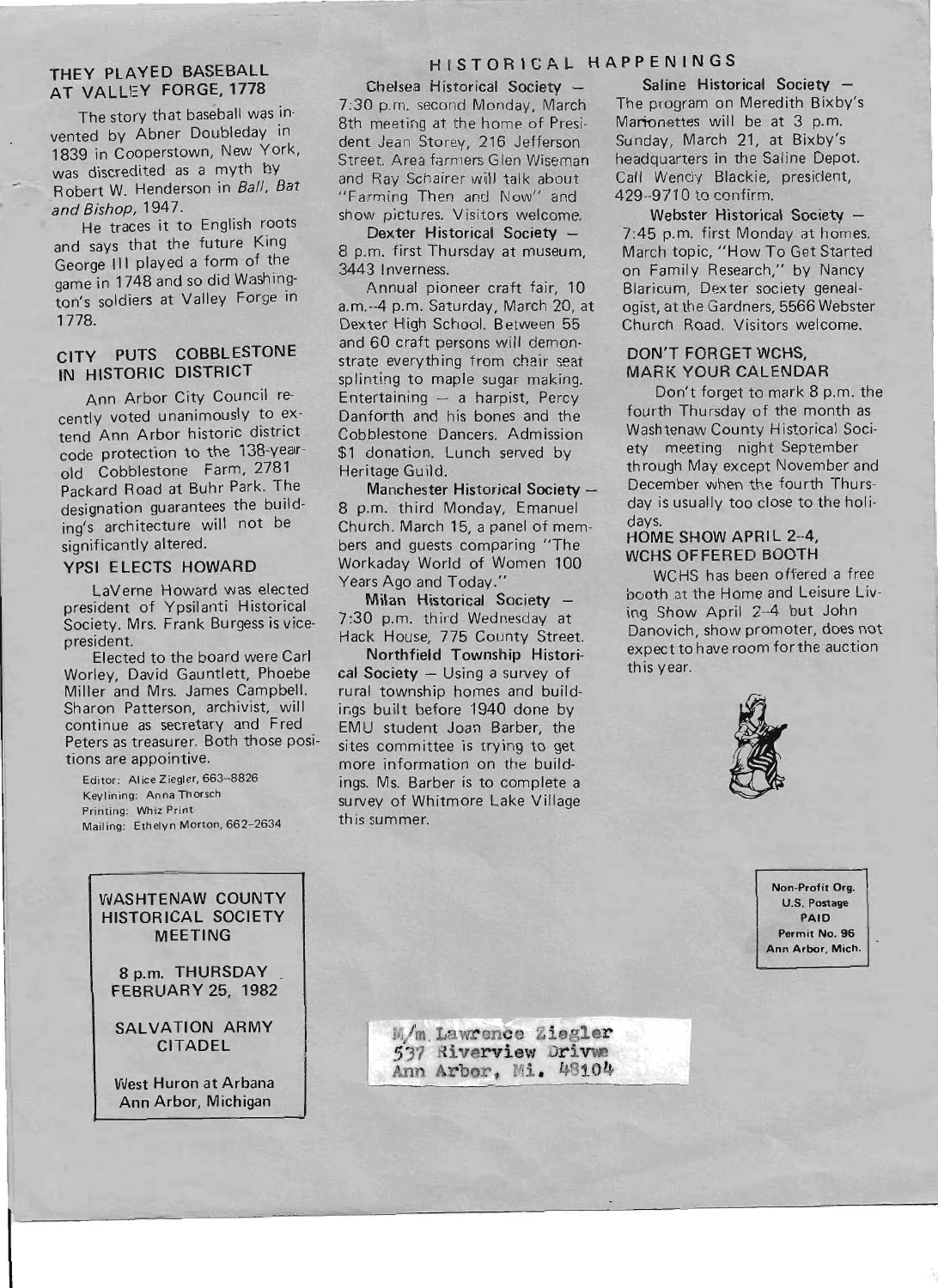## THEY PLAYED BASEBALL AT VALLEY FORGE, 1778

The story that baseball was invented by Abner Doubleday in 1839 in Cooperstown, New York, was discredited as a myth by Robert W. Henderson in *Ball, Bat and Bishop*, 1947.

He traces it to English roots and says that the future King George III played a form of the game in 1748 and so did Washington's soldiers at Valley Forge in 1778.

## CITY PUTS COBBLESTONE IN HISTORIC DISTRICT

Ann Arbor City Council recently voted unanimously to extend Ann Arbor historic district code protection to the 138-year-old Cobblestone Farm, 2781 Packard Road at Buhr Park. The designation guarantees the building's architecture will not be significantly altered.

## YPSI ELECTS HOWARD

LaVerne Howard was elected president of Ypsilanti Historical Society. Mrs. Frank Burgess is vice-president.

Elected to the board were Carl Worley, David Gauntlett, Phoebe Miller and Mrs. James Campbell. Sharon Patterson, archivist, will continue as secretary and Fred Peters as treasurer. Both positions are appointive.

Editor: Alice Ziegler, 663-8826
Keylining: Anna Thorsch
Printing: Whiz Print
Mailing: Ethelyn Morton, 662-2634

## HISTORICAL HAPPENINGS

**Chelsea Historical Society** – 7:30 p.m. second Monday, March 8th meeting at the home of President Jean Storey, 216 Jefferson Street. Area farmers Glen Wiseman and Ray Schairer will talk about "Farming Then and Now" and show pictures. Visitors welcome.

**Dexter Historical Society** – 8 p.m. first Thursday at museum, 3443 Inverness.

Annual pioneer craft fair, 10 a.m.–4 p.m. Saturday, March 20, at Dexter High School. Between 55 and 60 craft persons will demonstrate everything from chair seat splinting to maple sugar making. Entertaining – a harpist, Percy Danforth and his bones and the Cobblestone Dancers. Admission $1 donation. Lunch served by Heritage Guild.

**Manchester Historical Society** – 8 p.m. third Monday, Emanuel Church. March 15, a panel of members and guests comparing "The Workaday World of Women 100 Years Ago and Today."

**Milan Historical Society** – 7:30 p.m. third Wednesday at Hack House, 775 County Street.

**Northfield Township Historical Society** – Using a survey of rural township homes and buildings built before 1940 done by EMU student Joan Barber, the sites committee is trying to get more information on the buildings. Ms. Barber is to complete a survey of Whitmore Lake Village this summer.

**Saline Historical Society** – The program on Meredith Bixby's Marionettes will be at 3 p.m. Sunday, March 21, at Bixby's headquarters in the Saline Depot. Call Wendy Blackie, president, 429-9710 to confirm.

**Webster Historical Society** – 7:45 p.m. first Monday at homes. March topic, "How To Get Started on Family Research," by Nancy Blaricum, Dexter society genealogist, at the Gardners, 5566 Webster Church Road. Visitors welcome.

## DON'T FORGET WCHS, MARK YOUR CALENDAR

Don't forget to mark 8 p.m. the fourth Thursday of the month as Washtenaw County Historical Society meeting night September through May except November and December when the fourth Thursday is usually too close to the holidays.

## HOME SHOW APRIL 2-4, WCHS OFFERED BOOTH

WCHS has been offered a free booth at the Home and Leisure Living Show April 2-4 but John Danovich, show promoter, does not expect to have room for the auction this year.

**WASHTENAW COUNTY HISTORICAL SOCIETY MEETING**

8 p.m. THURSDAY FEBRUARY 25, 1982

SALVATION ARMY CITADEL

West Huron at Arbana
Ann Arbor, Michigan

Non-Profit Org.
U.S. Postage
PAID
Permit No. 96
Ann Arbor, Mich.

M/m Lawrence Ziegler
537 Riverview Drive
Ann Arbor, Mi. 48104